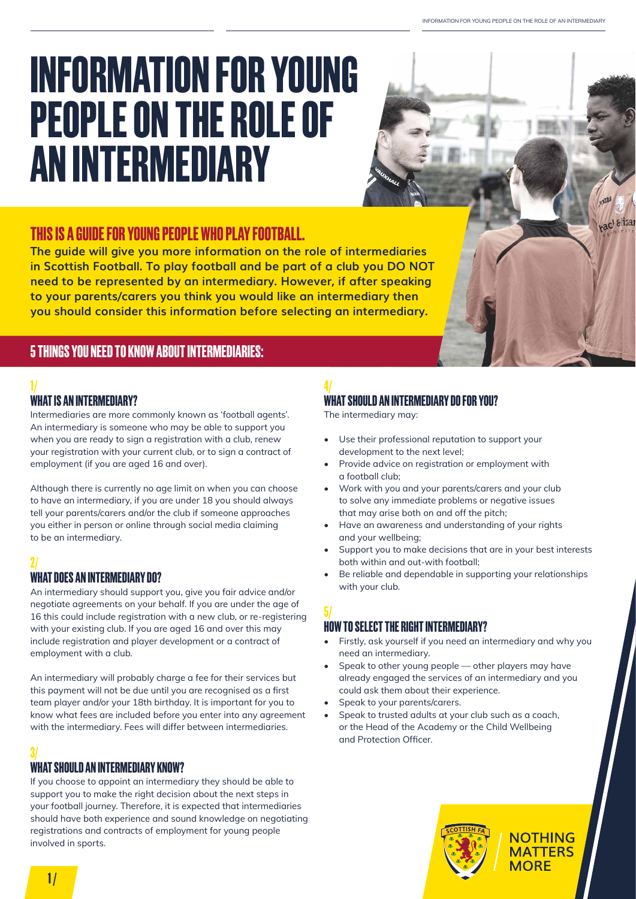# INFORMATION FOR YOUNG PEOPLE ON THE ROLE OF AN INTERMEDIARY

## THIS IS A GUIDE FOR YOUNG PEOPLE WHO PLAY FOOTBALL.

**The guide will give you more information on the role of intermediaries in Scottish Football. To play football and be part of a club you DO NOT need to be represented by an intermediary. However, if after speaking to your parents/carers you think you would like an intermediary then you should consider this information before selecting an intermediary.**

## 5 THINGS YOU NEED TO KNOW ABOUT INTERMEDIARIES:

### 1/ WHAT IS AN INTERMEDIARY?

Intermediaries are more commonly known as 'football agents'. An intermediary is someone who may be able to support you when you are ready to sign a registration with a club, renew your registration with your current club, or to sign a contract of employment (if you are aged 16 and over).

Although there is currently no age limit on when you can choose to have an intermediary, if you are under 18 you should always tell your parents/carers and/or the club if someone approaches you either in person or online through social media claiming to be an intermediary.

### 2/ WHAT DOES AN INTERMEDIARY DO?

An intermediary should support you, give you fair advice and/or negotiate agreements on your behalf. If you are under the age of 16 this could include registration with a new club, or re-registering with your existing club. If you are aged 16 and over this may include registration and player development or a contract of employment with a club.

An intermediary will probably charge a fee for their services but this payment will not be due until you are recognised as a first team player and/or your 18th birthday. It is important for you to know what fees are included before you enter into any agreement with the intermediary. Fees will differ between intermediaries.

### 3/ WHAT SHOULD AN INTERMEDIARY KNOW?

If you choose to appoint an intermediary they should be able to support you to make the right decision about the next steps in your football journey. Therefore, it is expected that intermediaries should have both experience and sound knowledge on negotiating registrations and contracts of employment for young people involved in sports.

### 4/ WHAT SHOULD AN INTERMEDIARY DO FOR YOU?

The intermediary may:

- Use their professional reputation to support your development to the next level;
- Provide advice on registration or employment with a football club;
- Work with you and your parents/carers and your club to solve any immediate problems or negative issues that may arise both on and off the pitch;
- Have an awareness and understanding of your rights and your wellbeing;
- Support you to make decisions that are in your best interests both within and out-with football;
- Be reliable and dependable in supporting your relationships with your club.

### 5/ HOW TO SELECT THE RIGHT INTERMEDIARY?

- Firstly, ask yourself if you need an intermediary and why you need an intermediary.
- Speak to other young people — other players may have already engaged the services of an intermediary and you could ask them about their experience.
- Speak to your parents/carers.
- Speak to trusted adults at your club such as a coach, or the Head of the Academy or the Child Wellbeing and Protection Officer.

NOTHING MATTERS MORE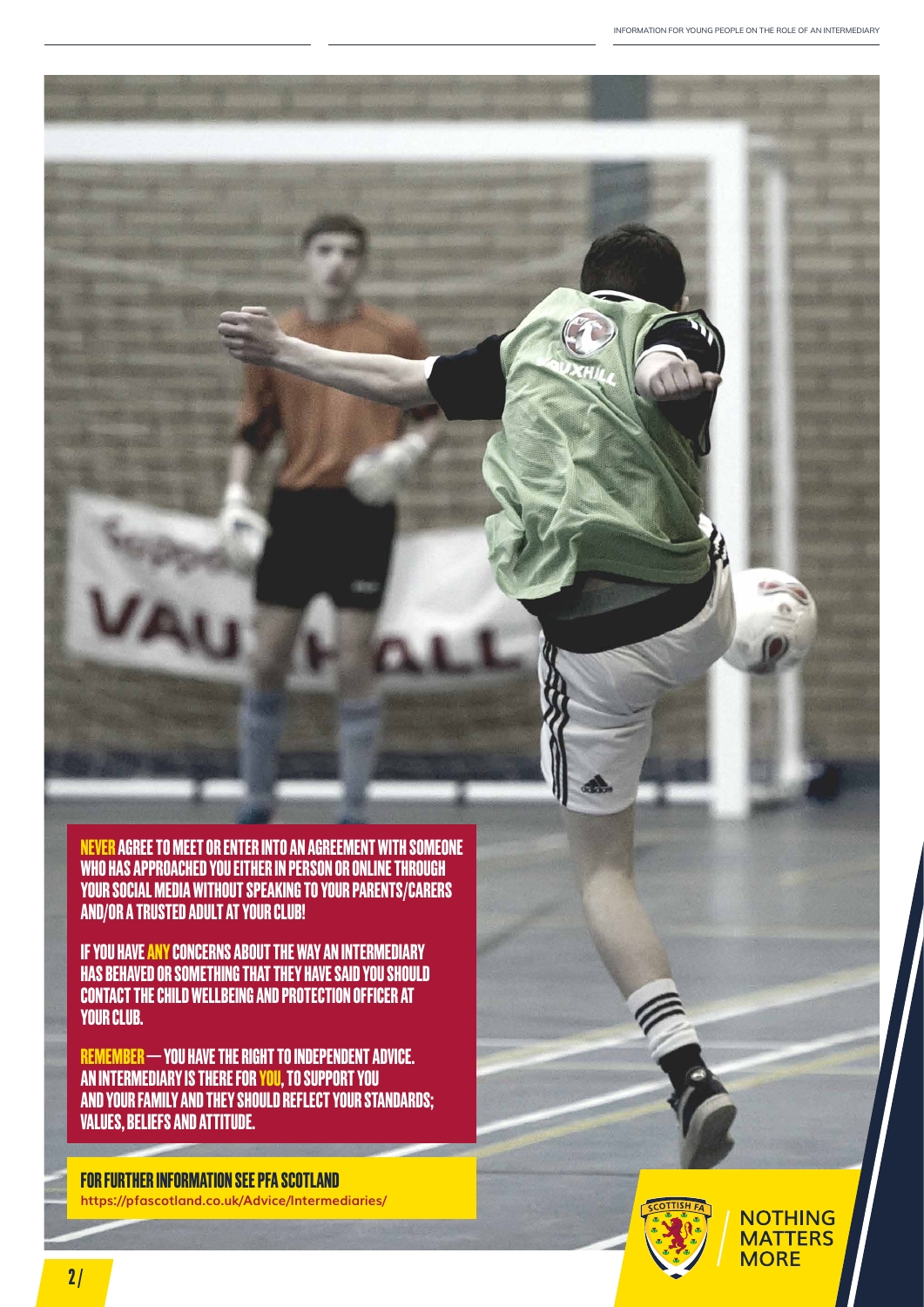**NEVER** AGREE TO MEET OR ENTER INTO AN AGREEMENT WITH SOMEONE WHO HAS APPROACHED YOU EITHER IN PERSON OR ONLINE THROUGH YOUR SOCIAL MEDIA WITHOUT SPEAKING TO YOUR PARENTS/CARERS AND/OR A TRUSTED ADULT AT YOUR CLUB!

IF YOU HAVE **ANY** CONCERNS ABOUT THE WAY AN INTERMEDIARY HAS BEHAVED OR SOMETHING THAT THEY HAVE SAID YOU SHOULD CONTACT THE CHILD WELLBEING AND PROTECTION OFFICER AT YOUR CLUB.

**REMEMBER** — YOU HAVE THE RIGHT TO INDEPENDENT ADVICE. AN INTERMEDIARY IS THERE FOR **YOU**, TO SUPPORT YOU AND YOUR FAMILY AND THEY SHOULD REFLECT YOUR STANDARDS; VALUES, BELIEFS AND ATTITUDE.

**FOR FURTHER INFORMATION SEE PFA SCOTLAND**
https://pfascotland.co.uk/Advice/Intermediaries/

SCOTTISH FA

NOTHING MATTERS MORE